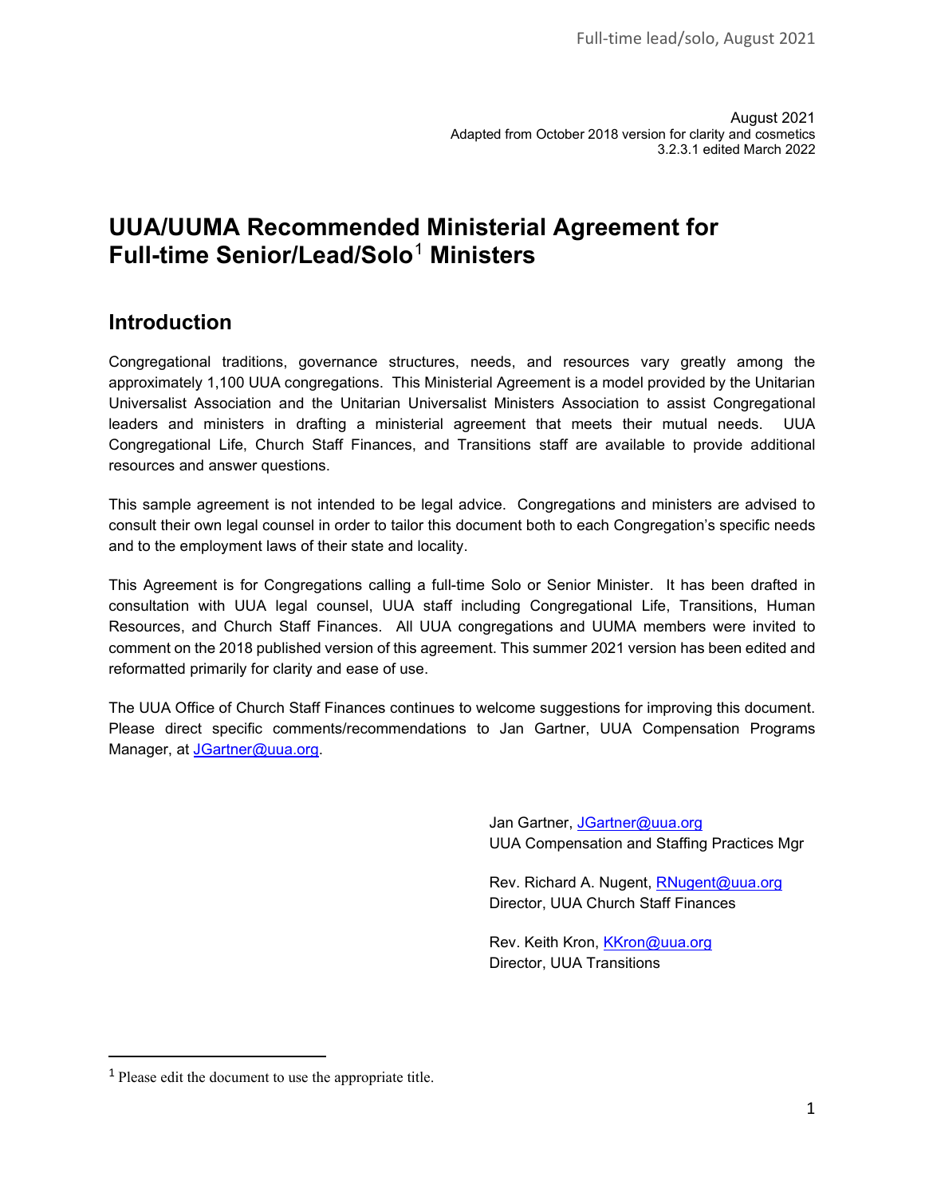August 2021
Adapted from October 2018 version for clarity and cosmetics
3.2.3.1 edited March 2022

# UUA/UUMA Recommended Ministerial Agreement for Full-time Senior/Lead/Solo[1] Ministers

## Introduction

Congregational traditions, governance structures, needs, and resources vary greatly among the approximately 1,100 UUA congregations. This Ministerial Agreement is a model provided by the Unitarian Universalist Association and the Unitarian Universalist Ministers Association to assist Congregational leaders and ministers in drafting a ministerial agreement that meets their mutual needs. UUA Congregational Life, Church Staff Finances, and Transitions staff are available to provide additional resources and answer questions.

This sample agreement is not intended to be legal advice. Congregations and ministers are advised to consult their own legal counsel in order to tailor this document both to each Congregation's specific needs and to the employment laws of their state and locality.

This Agreement is for Congregations calling a full-time Solo or Senior Minister. It has been drafted in consultation with UUA legal counsel, UUA staff including Congregational Life, Transitions, Human Resources, and Church Staff Finances. All UUA congregations and UUMA members were invited to comment on the 2018 published version of this agreement. This summer 2021 version has been edited and reformatted primarily for clarity and ease of use.

The UUA Office of Church Staff Finances continues to welcome suggestions for improving this document. Please direct specific comments/recommendations to Jan Gartner, UUA Compensation Programs Manager, at JGartner@uua.org.

Jan Gartner, JGartner@uua.org
UUA Compensation and Staffing Practices Mgr

Rev. Richard A. Nugent, RNugent@uua.org
Director, UUA Church Staff Finances

Rev. Keith Kron, KKron@uua.org
Director, UUA Transitions

[1] Please edit the document to use the appropriate title.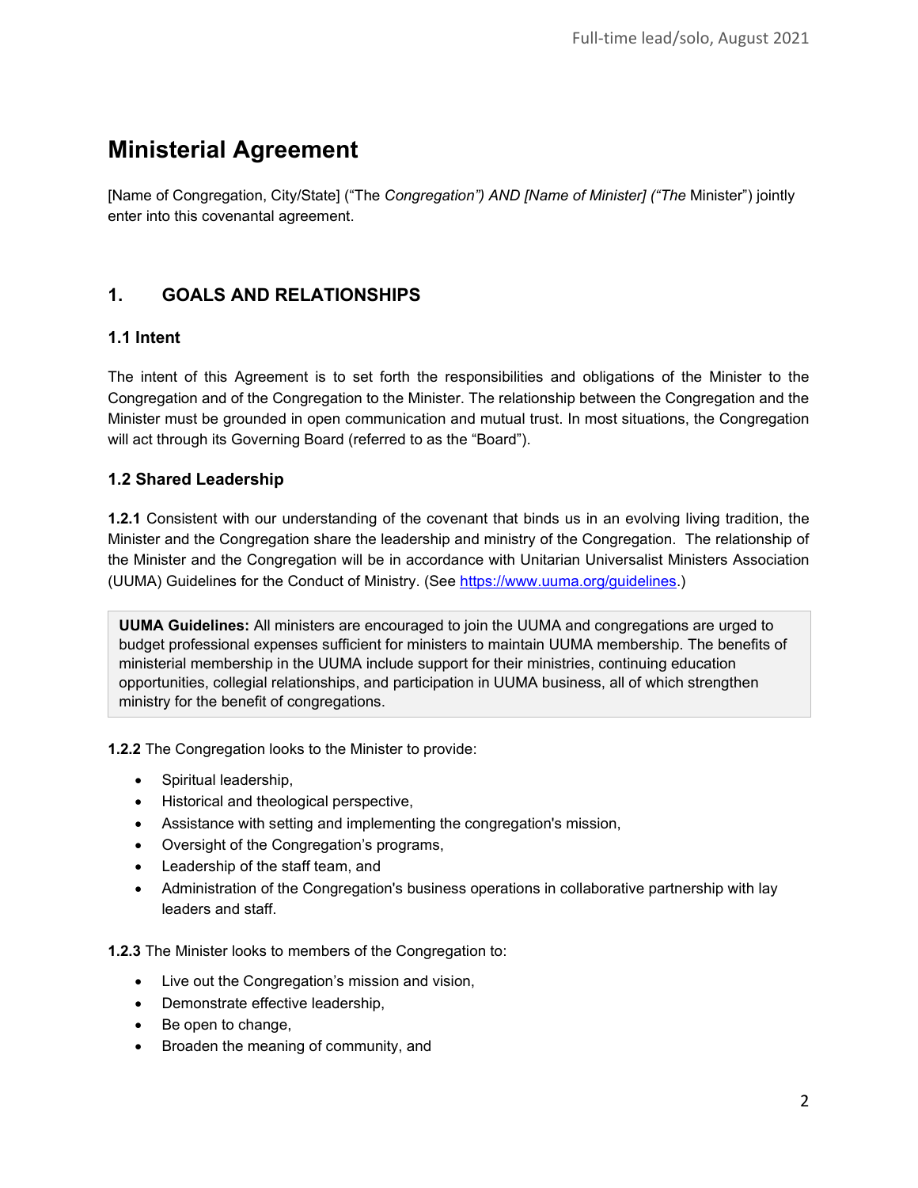# Ministerial Agreement

[Name of Congregation, City/State] ("The *Congregation") AND [Name of Minister] ("The* Minister") jointly enter into this covenantal agreement.

## 1. GOALS AND RELATIONSHIPS

### 1.1 Intent

The intent of this Agreement is to set forth the responsibilities and obligations of the Minister to the Congregation and of the Congregation to the Minister. The relationship between the Congregation and the Minister must be grounded in open communication and mutual trust. In most situations, the Congregation will act through its Governing Board (referred to as the "Board").

### 1.2 Shared Leadership

**1.2.1** Consistent with our understanding of the covenant that binds us in an evolving living tradition, the Minister and the Congregation share the leadership and ministry of the Congregation. The relationship of the Minister and the Congregation will be in accordance with Unitarian Universalist Ministers Association (UUMA) Guidelines for the Conduct of Ministry. (See [https://www.uuma.org/guidelines](https://www.uuma.org/guidelines).)

> **UUMA Guidelines:** All ministers are encouraged to join the UUMA and congregations are urged to budget professional expenses sufficient for ministers to maintain UUMA membership. The benefits of ministerial membership in the UUMA include support for their ministries, continuing education opportunities, collegial relationships, and participation in UUMA business, all of which strengthen ministry for the benefit of congregations.

**1.2.2** The Congregation looks to the Minister to provide:

- Spiritual leadership,
- Historical and theological perspective,
- Assistance with setting and implementing the congregation's mission,
- Oversight of the Congregation's programs,
- Leadership of the staff team, and
- Administration of the Congregation's business operations in collaborative partnership with lay leaders and staff.

**1.2.3** The Minister looks to members of the Congregation to:

- Live out the Congregation's mission and vision,
- Demonstrate effective leadership,
- Be open to change,
- Broaden the meaning of community, and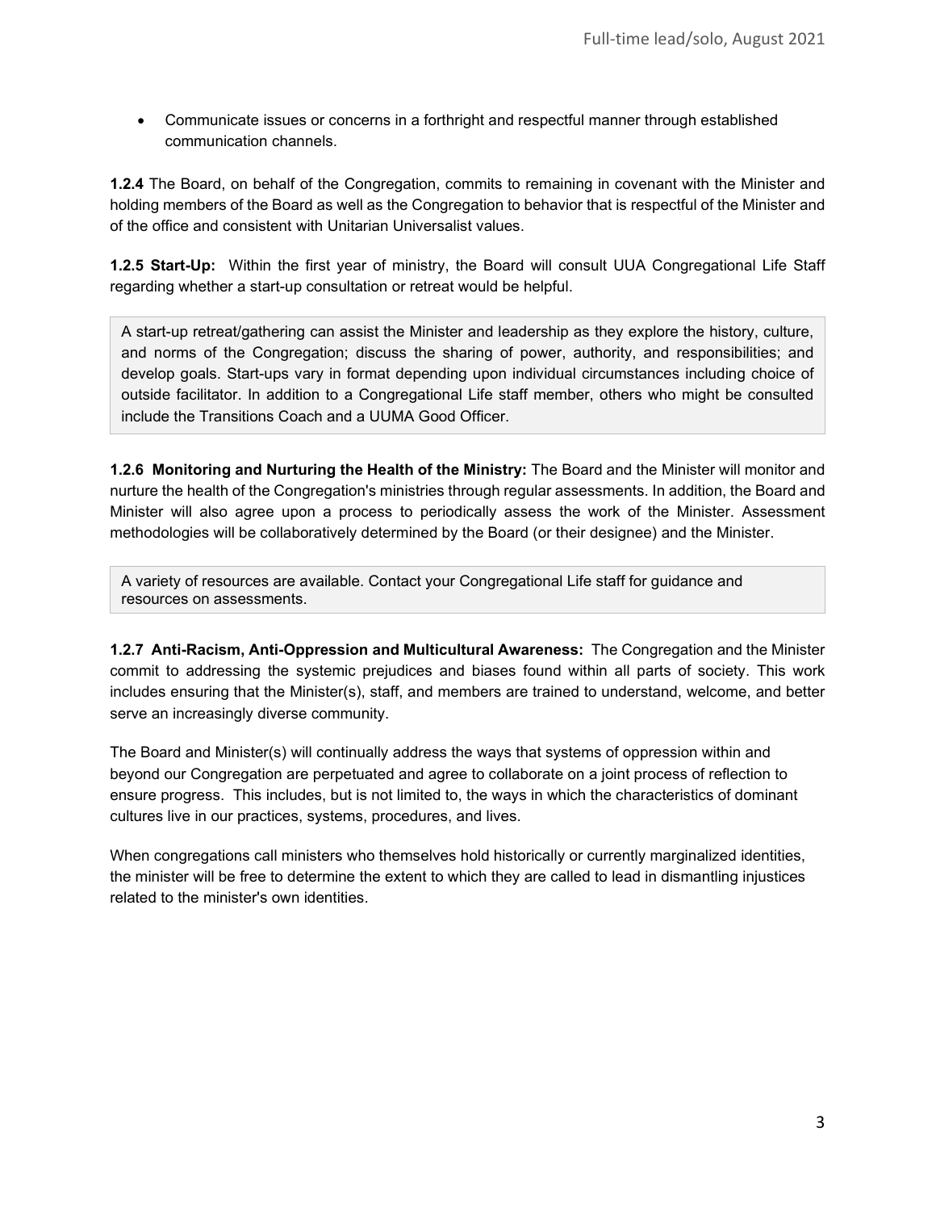- Communicate issues or concerns in a forthright and respectful manner through established communication channels.

**1.2.4** The Board, on behalf of the Congregation, commits to remaining in covenant with the Minister and holding members of the Board as well as the Congregation to behavior that is respectful of the Minister and of the office and consistent with Unitarian Universalist values.

**1.2.5 Start-Up:** Within the first year of ministry, the Board will consult UUA Congregational Life Staff regarding whether a start-up consultation or retreat would be helpful.

> A start-up retreat/gathering can assist the Minister and leadership as they explore the history, culture, and norms of the Congregation; discuss the sharing of power, authority, and responsibilities; and develop goals. Start-ups vary in format depending upon individual circumstances including choice of outside facilitator. In addition to a Congregational Life staff member, others who might be consulted include the Transitions Coach and a UUMA Good Officer.

**1.2.6 Monitoring and Nurturing the Health of the Ministry:** The Board and the Minister will monitor and nurture the health of the Congregation's ministries through regular assessments. In addition, the Board and Minister will also agree upon a process to periodically assess the work of the Minister. Assessment methodologies will be collaboratively determined by the Board (or their designee) and the Minister.

> A variety of resources are available. Contact your Congregational Life staff for guidance and resources on assessments.

**1.2.7 Anti-Racism, Anti-Oppression and Multicultural Awareness:** The Congregation and the Minister commit to addressing the systemic prejudices and biases found within all parts of society. This work includes ensuring that the Minister(s), staff, and members are trained to understand, welcome, and better serve an increasingly diverse community.

The Board and Minister(s) will continually address the ways that systems of oppression within and beyond our Congregation are perpetuated and agree to collaborate on a joint process of reflection to ensure progress. This includes, but is not limited to, the ways in which the characteristics of dominant cultures live in our practices, systems, procedures, and lives.

When congregations call ministers who themselves hold historically or currently marginalized identities, the minister will be free to determine the extent to which they are called to lead in dismantling injustices related to the minister's own identities.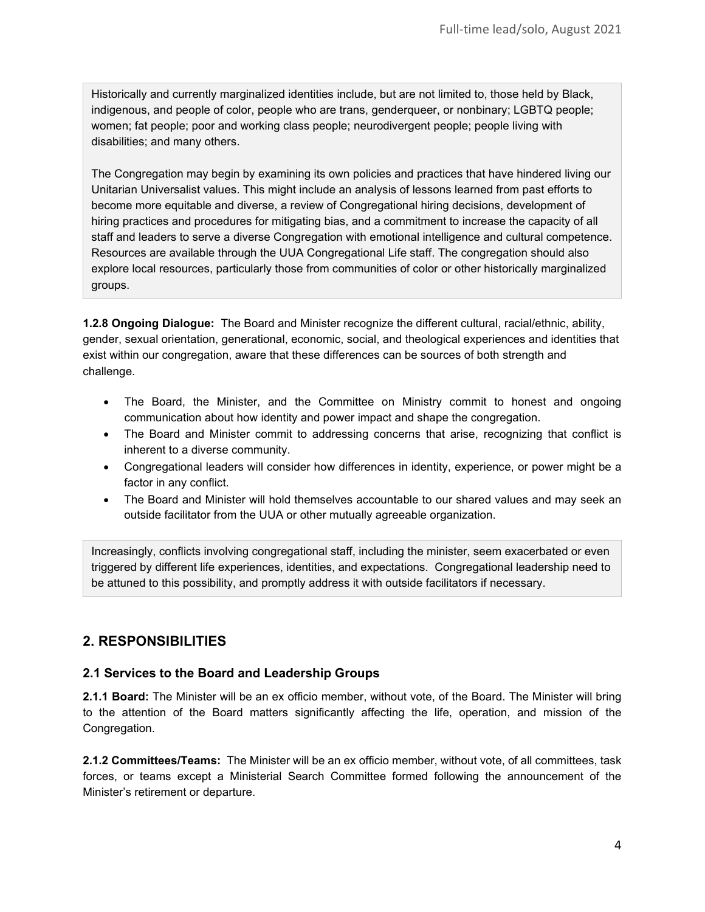Historically and currently marginalized identities include, but are not limited to, those held by Black, indigenous, and people of color, people who are trans, genderqueer, or nonbinary; LGBTQ people; women; fat people; poor and working class people; neurodivergent people; people living with disabilities; and many others.

The Congregation may begin by examining its own policies and practices that have hindered living our Unitarian Universalist values. This might include an analysis of lessons learned from past efforts to become more equitable and diverse, a review of Congregational hiring decisions, development of hiring practices and procedures for mitigating bias, and a commitment to increase the capacity of all staff and leaders to serve a diverse Congregation with emotional intelligence and cultural competence. Resources are available through the UUA Congregational Life staff. The congregation should also explore local resources, particularly those from communities of color or other historically marginalized groups.

**1.2.8 Ongoing Dialogue:** The Board and Minister recognize the different cultural, racial/ethnic, ability, gender, sexual orientation, generational, economic, social, and theological experiences and identities that exist within our congregation, aware that these differences can be sources of both strength and challenge.

- The Board, the Minister, and the Committee on Ministry commit to honest and ongoing communication about how identity and power impact and shape the congregation.
- The Board and Minister commit to addressing concerns that arise, recognizing that conflict is inherent to a diverse community.
- Congregational leaders will consider how differences in identity, experience, or power might be a factor in any conflict.
- The Board and Minister will hold themselves accountable to our shared values and may seek an outside facilitator from the UUA or other mutually agreeable organization.

Increasingly, conflicts involving congregational staff, including the minister, seem exacerbated or even triggered by different life experiences, identities, and expectations. Congregational leadership need to be attuned to this possibility, and promptly address it with outside facilitators if necessary.

## 2. RESPONSIBILITIES

### 2.1 Services to the Board and Leadership Groups

**2.1.1 Board:** The Minister will be an ex officio member, without vote, of the Board. The Minister will bring to the attention of the Board matters significantly affecting the life, operation, and mission of the Congregation.

**2.1.2 Committees/Teams:** The Minister will be an ex officio member, without vote, of all committees, task forces, or teams except a Ministerial Search Committee formed following the announcement of the Minister's retirement or departure.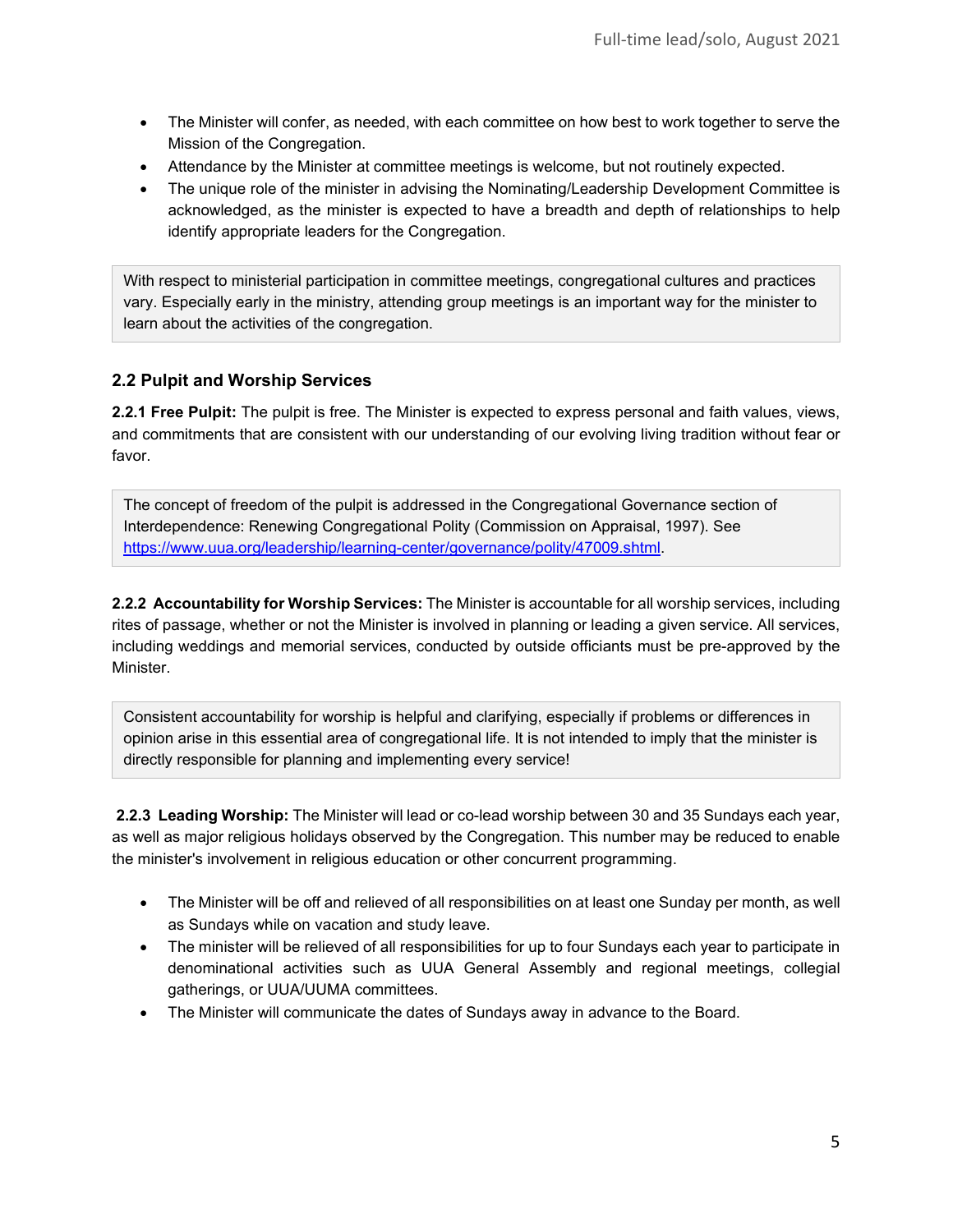- The Minister will confer, as needed, with each committee on how best to work together to serve the Mission of the Congregation.
- Attendance by the Minister at committee meetings is welcome, but not routinely expected.
- The unique role of the minister in advising the Nominating/Leadership Development Committee is acknowledged, as the minister is expected to have a breadth and depth of relationships to help identify appropriate leaders for the Congregation.

> With respect to ministerial participation in committee meetings, congregational cultures and practices vary. Especially early in the ministry, attending group meetings is an important way for the minister to learn about the activities of the congregation.

## 2.2 Pulpit and Worship Services

**2.2.1 Free Pulpit:** The pulpit is free. The Minister is expected to express personal and faith values, views, and commitments that are consistent with our understanding of our evolving living tradition without fear or favor.

> The concept of freedom of the pulpit is addressed in the Congregational Governance section of Interdependence: Renewing Congregational Polity (Commission on Appraisal, 1997). See [https://www.uua.org/leadership/learning-center/governance/polity/47009.shtml](https://www.uua.org/leadership/learning-center/governance/polity/47009.shtml).

**2.2.2 Accountability for Worship Services:** The Minister is accountable for all worship services, including rites of passage, whether or not the Minister is involved in planning or leading a given service. All services, including weddings and memorial services, conducted by outside officiants must be pre-approved by the Minister.

> Consistent accountability for worship is helpful and clarifying, especially if problems or differences in opinion arise in this essential area of congregational life. It is not intended to imply that the minister is directly responsible for planning and implementing every service!

**2.2.3 Leading Worship:** The Minister will lead or co-lead worship between 30 and 35 Sundays each year, as well as major religious holidays observed by the Congregation. This number may be reduced to enable the minister's involvement in religious education or other concurrent programming.

- The Minister will be off and relieved of all responsibilities on at least one Sunday per month, as well as Sundays while on vacation and study leave.
- The minister will be relieved of all responsibilities for up to four Sundays each year to participate in denominational activities such as UUA General Assembly and regional meetings, collegial gatherings, or UUA/UUMA committees.
- The Minister will communicate the dates of Sundays away in advance to the Board.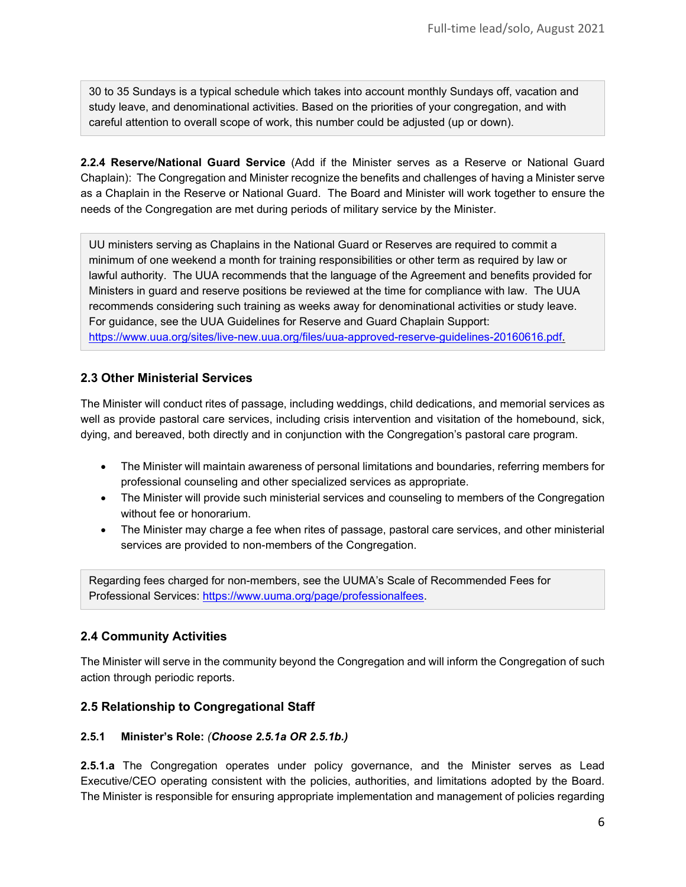> 30 to 35 Sundays is a typical schedule which takes into account monthly Sundays off, vacation and study leave, and denominational activities. Based on the priorities of your congregation, and with careful attention to overall scope of work, this number could be adjusted (up or down).

**2.2.4 Reserve/National Guard Service** (Add if the Minister serves as a Reserve or National Guard Chaplain): The Congregation and Minister recognize the benefits and challenges of having a Minister serve as a Chaplain in the Reserve or National Guard. The Board and Minister will work together to ensure the needs of the Congregation are met during periods of military service by the Minister.

> UU ministers serving as Chaplains in the National Guard or Reserves are required to commit a minimum of one weekend a month for training responsibilities or other term as required by law or lawful authority. The UUA recommends that the language of the Agreement and benefits provided for Ministers in guard and reserve positions be reviewed at the time for compliance with law. The UUA recommends considering such training as weeks away for denominational activities or study leave. For guidance, see the UUA Guidelines for Reserve and Guard Chaplain Support: https://www.uua.org/sites/live-new.uua.org/files/uua-approved-reserve-guidelines-20160616.pdf.

## 2.3 Other Ministerial Services

The Minister will conduct rites of passage, including weddings, child dedications, and memorial services as well as provide pastoral care services, including crisis intervention and visitation of the homebound, sick, dying, and bereaved, both directly and in conjunction with the Congregation's pastoral care program.

- The Minister will maintain awareness of personal limitations and boundaries, referring members for professional counseling and other specialized services as appropriate.
- The Minister will provide such ministerial services and counseling to members of the Congregation without fee or honorarium.
- The Minister may charge a fee when rites of passage, pastoral care services, and other ministerial services are provided to non-members of the Congregation.

> Regarding fees charged for non-members, see the UUMA's Scale of Recommended Fees for Professional Services: https://www.uuma.org/page/professionalfees.

## 2.4 Community Activities

The Minister will serve in the community beyond the Congregation and will inform the Congregation of such action through periodic reports.

## 2.5 Relationship to Congregational Staff

### 2.5.1 Minister's Role: *(Choose 2.5.1a OR 2.5.1b.)*

**2.5.1.a** The Congregation operates under policy governance, and the Minister serves as Lead Executive/CEO operating consistent with the policies, authorities, and limitations adopted by the Board. The Minister is responsible for ensuring appropriate implementation and management of policies regarding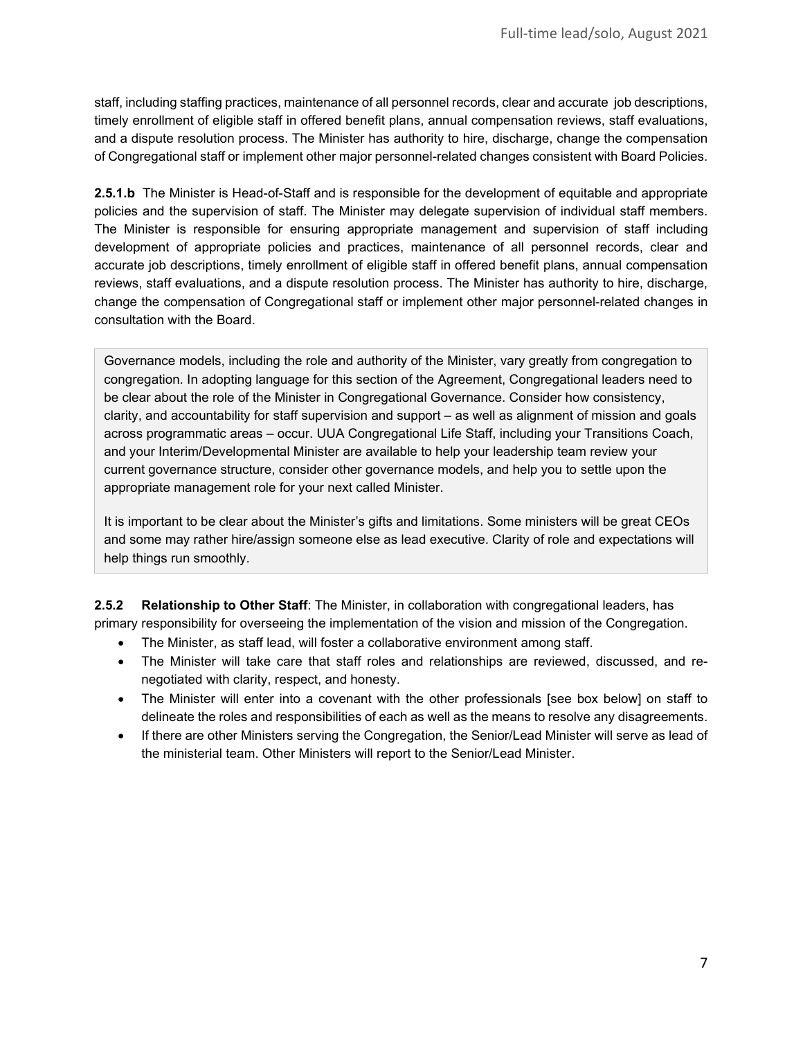staff, including staffing practices, maintenance of all personnel records, clear and accurate job descriptions, timely enrollment of eligible staff in offered benefit plans, annual compensation reviews, staff evaluations, and a dispute resolution process. The Minister has authority to hire, discharge, change the compensation of Congregational staff or implement other major personnel-related changes consistent with Board Policies.

**2.5.1.b** The Minister is Head-of-Staff and is responsible for the development of equitable and appropriate policies and the supervision of staff. The Minister may delegate supervision of individual staff members. The Minister is responsible for ensuring appropriate management and supervision of staff including development of appropriate policies and practices, maintenance of all personnel records, clear and accurate job descriptions, timely enrollment of eligible staff in offered benefit plans, annual compensation reviews, staff evaluations, and a dispute resolution process. The Minister has authority to hire, discharge, change the compensation of Congregational staff or implement other major personnel-related changes in consultation with the Board.

> Governance models, including the role and authority of the Minister, vary greatly from congregation to congregation. In adopting language for this section of the Agreement, Congregational leaders need to be clear about the role of the Minister in Congregational Governance. Consider how consistency, clarity, and accountability for staff supervision and support – as well as alignment of mission and goals across programmatic areas – occur. UUA Congregational Life Staff, including your Transitions Coach, and your Interim/Developmental Minister are available to help your leadership team review your current governance structure, consider other governance models, and help you to settle upon the appropriate management role for your next called Minister.
>
> It is important to be clear about the Minister's gifts and limitations. Some ministers will be great CEOs and some may rather hire/assign someone else as lead executive. Clarity of role and expectations will help things run smoothly.

**2.5.2 Relationship to Other Staff**: The Minister, in collaboration with congregational leaders, has primary responsibility for overseeing the implementation of the vision and mission of the Congregation.

- The Minister, as staff lead, will foster a collaborative environment among staff.
- The Minister will take care that staff roles and relationships are reviewed, discussed, and re-negotiated with clarity, respect, and honesty.
- The Minister will enter into a covenant with the other professionals [see box below] on staff to delineate the roles and responsibilities of each as well as the means to resolve any disagreements.
- If there are other Ministers serving the Congregation, the Senior/Lead Minister will serve as lead of the ministerial team. Other Ministers will report to the Senior/Lead Minister.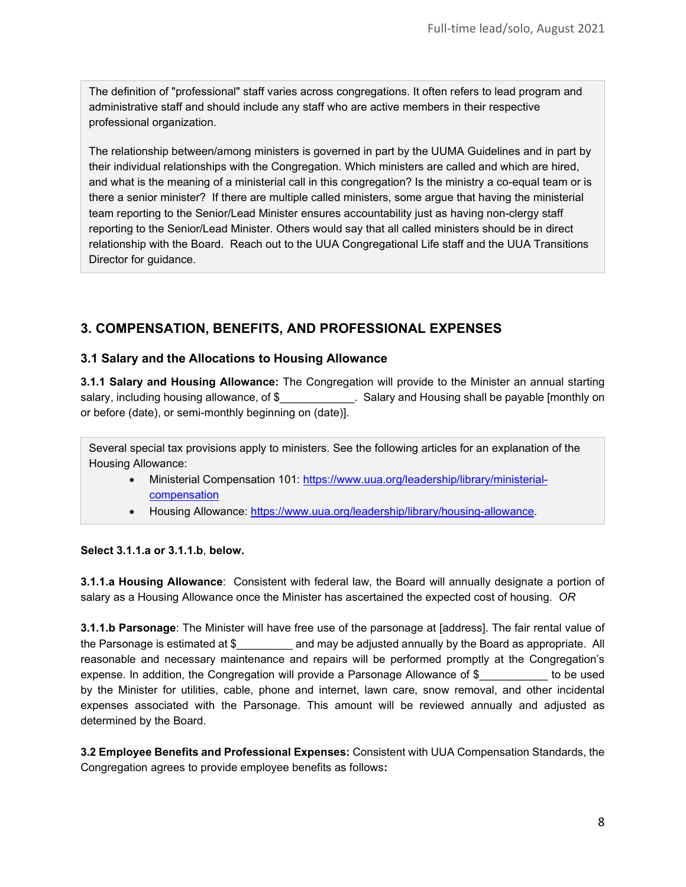The definition of "professional" staff varies across congregations. It often refers to lead program and administrative staff and should include any staff who are active members in their respective professional organization.

The relationship between/among ministers is governed in part by the UUMA Guidelines and in part by their individual relationships with the Congregation. Which ministers are called and which are hired, and what is the meaning of a ministerial call in this congregation? Is the ministry a co-equal team or is there a senior minister? If there are multiple called ministers, some argue that having the ministerial team reporting to the Senior/Lead Minister ensures accountability just as having non-clergy staff reporting to the Senior/Lead Minister. Others would say that all called ministers should be in direct relationship with the Board. Reach out to the UUA Congregational Life staff and the UUA Transitions Director for guidance.

## 3. COMPENSATION, BENEFITS, AND PROFESSIONAL EXPENSES

### 3.1 Salary and the Allocations to Housing Allowance

**3.1.1 Salary and Housing Allowance:** The Congregation will provide to the Minister an annual starting salary, including housing allowance, of $____________. Salary and Housing shall be payable [monthly on or before (date), or semi-monthly beginning on (date)].

Several special tax provisions apply to ministers. See the following articles for an explanation of the Housing Allowance:

- Ministerial Compensation 101: https://www.uua.org/leadership/library/ministerial-compensation
- Housing Allowance: https://www.uua.org/leadership/library/housing-allowance.

**Select 3.1.1.a or 3.1.1.b, below.**

**3.1.1.a Housing Allowance**: Consistent with federal law, the Board will annually designate a portion of salary as a Housing Allowance once the Minister has ascertained the expected cost of housing. *OR*

**3.1.1.b Parsonage**: The Minister will have free use of the parsonage at [address]. The fair rental value of the Parsonage is estimated at $_________ and may be adjusted annually by the Board as appropriate. All reasonable and necessary maintenance and repairs will be performed promptly at the Congregation's expense. In addition, the Congregation will provide a Parsonage Allowance of $___________ to be used by the Minister for utilities, cable, phone and internet, lawn care, snow removal, and other incidental expenses associated with the Parsonage. This amount will be reviewed annually and adjusted as determined by the Board.

**3.2 Employee Benefits and Professional Expenses:** Consistent with UUA Compensation Standards, the Congregation agrees to provide employee benefits as follows**:**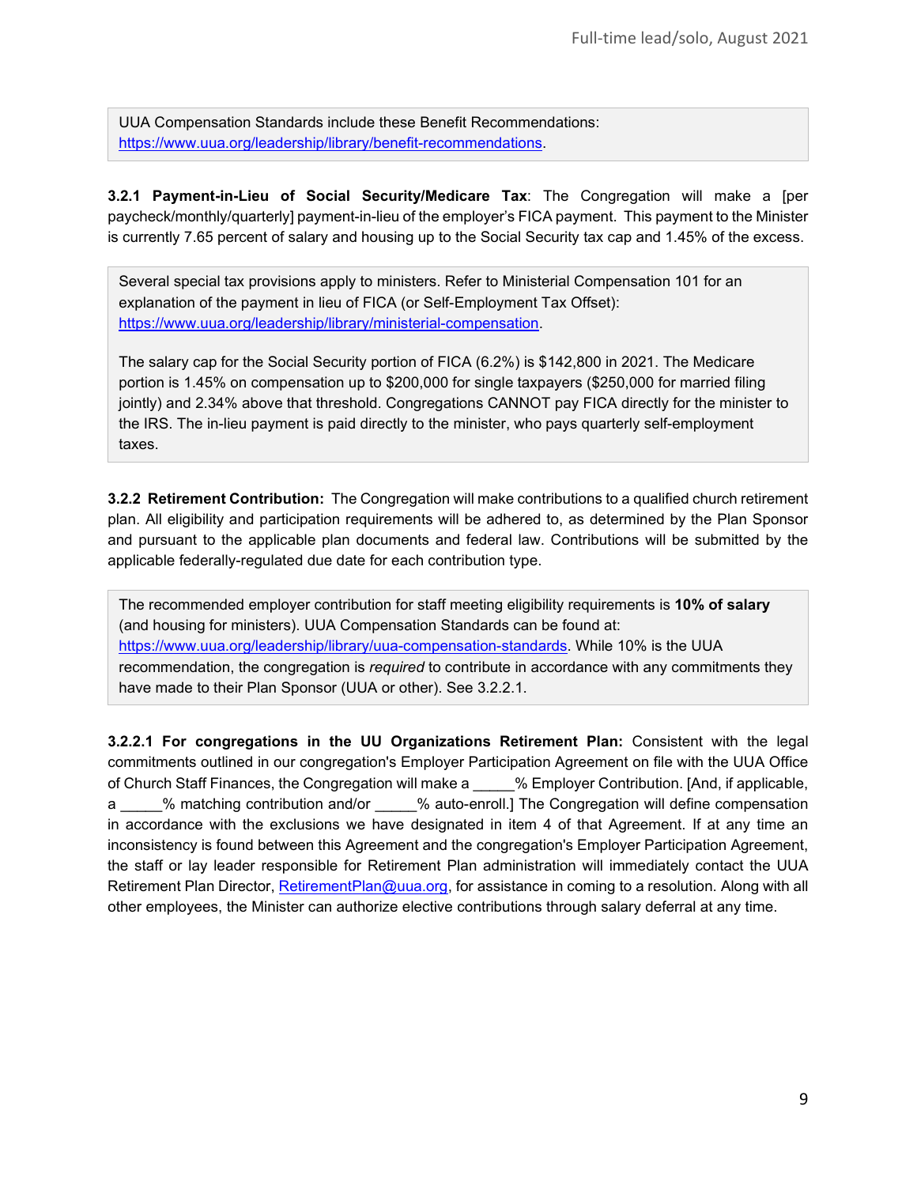UUA Compensation Standards include these Benefit Recommendations: https://www.uua.org/leadership/library/benefit-recommendations.

**3.2.1 Payment-in-Lieu of Social Security/Medicare Tax**: The Congregation will make a [per paycheck/monthly/quarterly] payment-in-lieu of the employer's FICA payment. This payment to the Minister is currently 7.65 percent of salary and housing up to the Social Security tax cap and 1.45% of the excess.

Several special tax provisions apply to ministers. Refer to Ministerial Compensation 101 for an explanation of the payment in lieu of FICA (or Self-Employment Tax Offset): https://www.uua.org/leadership/library/ministerial-compensation.

The salary cap for the Social Security portion of FICA (6.2%) is $142,800 in 2021. The Medicare portion is 1.45% on compensation up to $200,000 for single taxpayers ($250,000 for married filing jointly) and 2.34% above that threshold. Congregations CANNOT pay FICA directly for the minister to the IRS. The in-lieu payment is paid directly to the minister, who pays quarterly self-employment taxes.

**3.2.2 Retirement Contribution:** The Congregation will make contributions to a qualified church retirement plan. All eligibility and participation requirements will be adhered to, as determined by the Plan Sponsor and pursuant to the applicable plan documents and federal law. Contributions will be submitted by the applicable federally-regulated due date for each contribution type.

The recommended employer contribution for staff meeting eligibility requirements is **10% of salary** (and housing for ministers). UUA Compensation Standards can be found at: https://www.uua.org/leadership/library/uua-compensation-standards. While 10% is the UUA recommendation, the congregation is *required* to contribute in accordance with any commitments they have made to their Plan Sponsor (UUA or other). See 3.2.2.1.

**3.2.2.1 For congregations in the UU Organizations Retirement Plan:** Consistent with the legal commitments outlined in our congregation's Employer Participation Agreement on file with the UUA Office of Church Staff Finances, the Congregation will make a _____% Employer Contribution. [And, if applicable, a _____% matching contribution and/or _____% auto-enroll.] The Congregation will define compensation in accordance with the exclusions we have designated in item 4 of that Agreement. If at any time an inconsistency is found between this Agreement and the congregation's Employer Participation Agreement, the staff or lay leader responsible for Retirement Plan administration will immediately contact the UUA Retirement Plan Director, RetirementPlan@uua.org, for assistance in coming to a resolution. Along with all other employees, the Minister can authorize elective contributions through salary deferral at any time.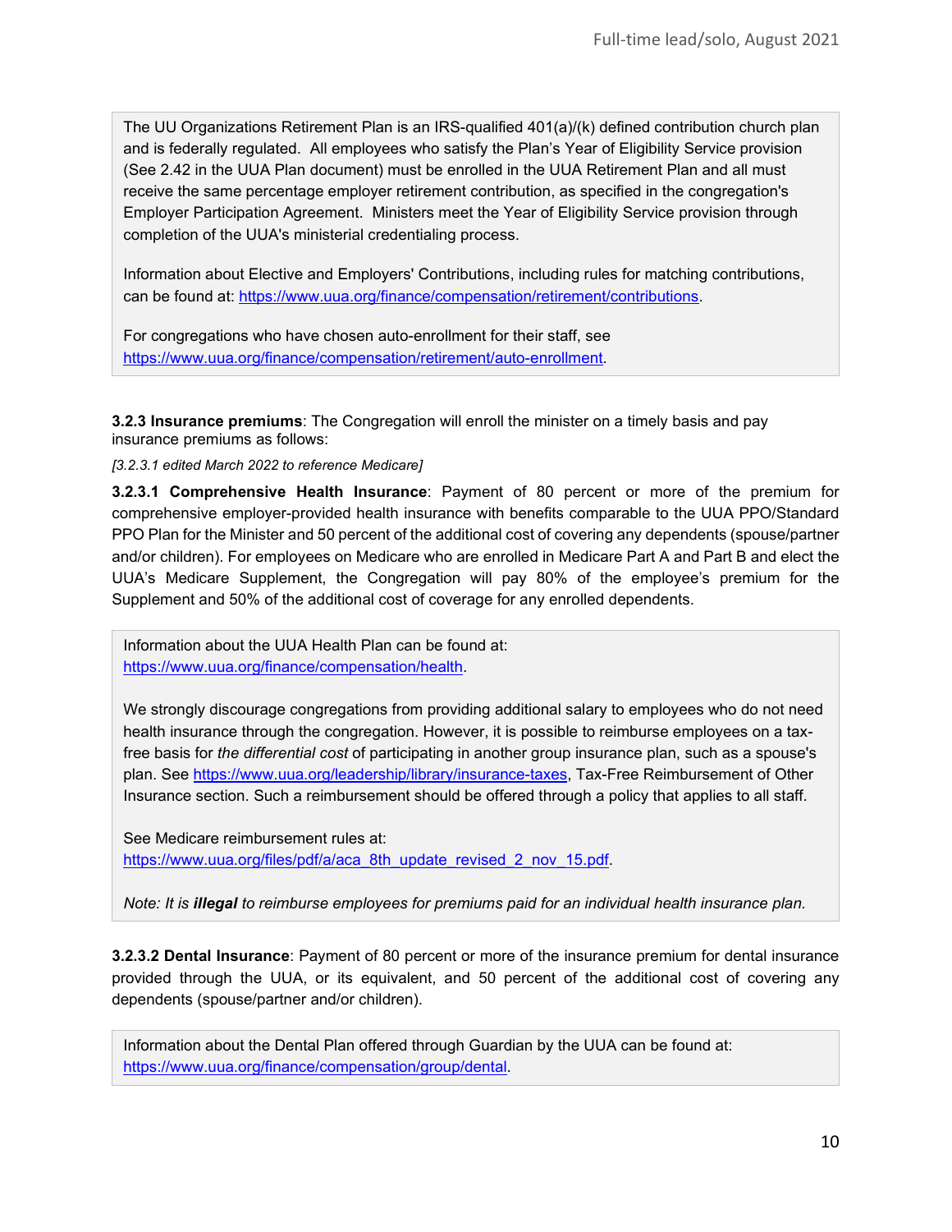The UU Organizations Retirement Plan is an IRS-qualified 401(a)/(k) defined contribution church plan and is federally regulated. All employees who satisfy the Plan's Year of Eligibility Service provision (See 2.42 in the UUA Plan document) must be enrolled in the UUA Retirement Plan and all must receive the same percentage employer retirement contribution, as specified in the congregation's Employer Participation Agreement. Ministers meet the Year of Eligibility Service provision through completion of the UUA's ministerial credentialing process.

Information about Elective and Employers' Contributions, including rules for matching contributions, can be found at: https://www.uua.org/finance/compensation/retirement/contributions.

For congregations who have chosen auto-enrollment for their staff, see https://www.uua.org/finance/compensation/retirement/auto-enrollment.

**3.2.3 Insurance premiums**: The Congregation will enroll the minister on a timely basis and pay insurance premiums as follows:

*[3.2.3.1 edited March 2022 to reference Medicare]*

**3.2.3.1 Comprehensive Health Insurance**: Payment of 80 percent or more of the premium for comprehensive employer-provided health insurance with benefits comparable to the UUA PPO/Standard PPO Plan for the Minister and 50 percent of the additional cost of covering any dependents (spouse/partner and/or children). For employees on Medicare who are enrolled in Medicare Part A and Part B and elect the UUA's Medicare Supplement, the Congregation will pay 80% of the employee's premium for the Supplement and 50% of the additional cost of coverage for any enrolled dependents.

Information about the UUA Health Plan can be found at: https://www.uua.org/finance/compensation/health.

We strongly discourage congregations from providing additional salary to employees who do not need health insurance through the congregation. However, it is possible to reimburse employees on a tax-free basis for *the differential cost* of participating in another group insurance plan, such as a spouse's plan. See https://www.uua.org/leadership/library/insurance-taxes, Tax-Free Reimbursement of Other Insurance section. Such a reimbursement should be offered through a policy that applies to all staff.

See Medicare reimbursement rules at: https://www.uua.org/files/pdf/a/aca_8th_update_revised_2_nov_15.pdf.

*Note: It is **illegal** to reimburse employees for premiums paid for an individual health insurance plan.*

**3.2.3.2 Dental Insurance**: Payment of 80 percent or more of the insurance premium for dental insurance provided through the UUA, or its equivalent, and 50 percent of the additional cost of covering any dependents (spouse/partner and/or children).

Information about the Dental Plan offered through Guardian by the UUA can be found at: https://www.uua.org/finance/compensation/group/dental.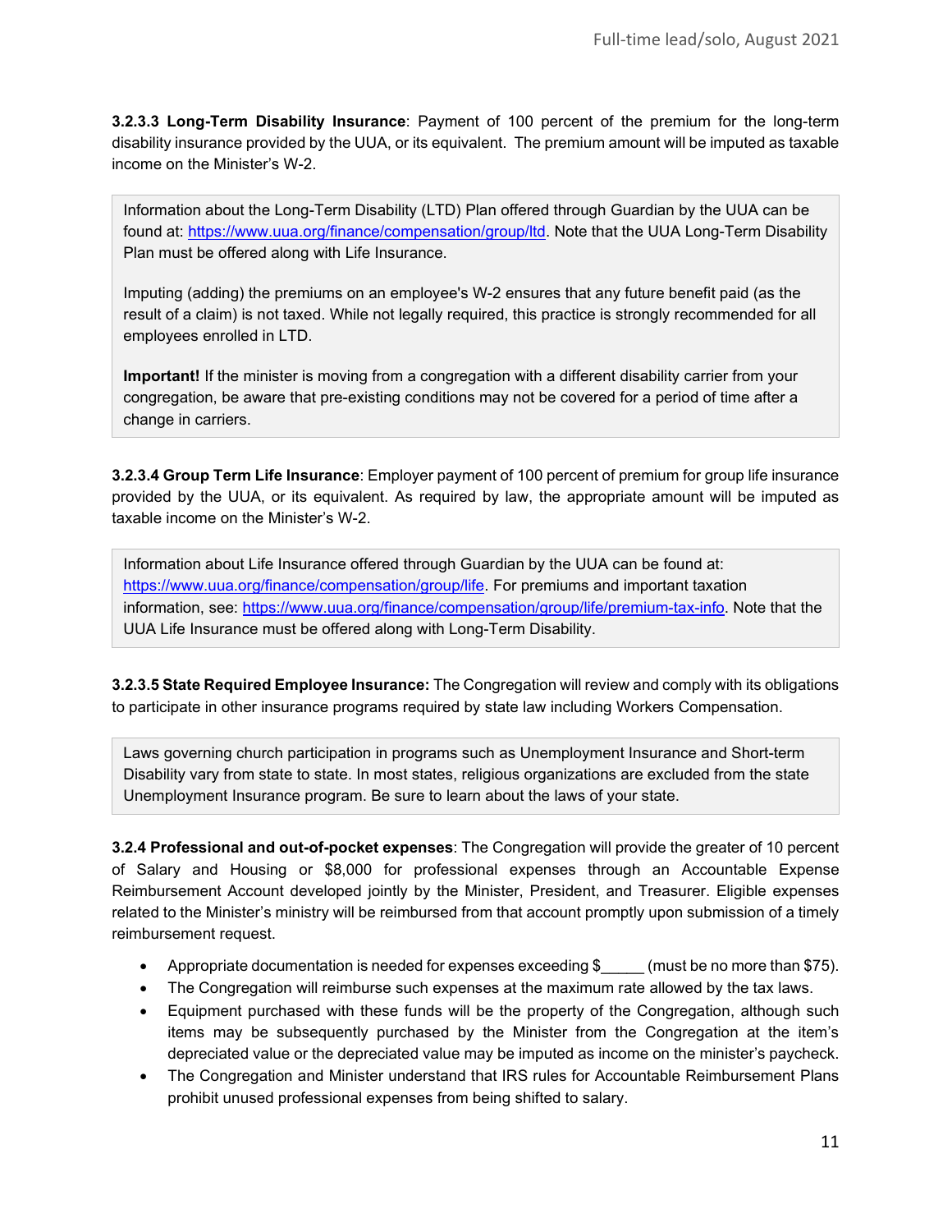**3.2.3.3 Long-Term Disability Insurance**: Payment of 100 percent of the premium for the long-term disability insurance provided by the UUA, or its equivalent. The premium amount will be imputed as taxable income on the Minister's W-2.

> Information about the Long-Term Disability (LTD) Plan offered through Guardian by the UUA can be found at: [https://www.uua.org/finance/compensation/group/ltd](https://www.uua.org/finance/compensation/group/ltd). Note that the UUA Long-Term Disability Plan must be offered along with Life Insurance.
>
> Imputing (adding) the premiums on an employee's W-2 ensures that any future benefit paid (as the result of a claim) is not taxed. While not legally required, this practice is strongly recommended for all employees enrolled in LTD.
>
> **Important!** If the minister is moving from a congregation with a different disability carrier from your congregation, be aware that pre-existing conditions may not be covered for a period of time after a change in carriers.

**3.2.3.4 Group Term Life Insurance**: Employer payment of 100 percent of premium for group life insurance provided by the UUA, or its equivalent. As required by law, the appropriate amount will be imputed as taxable income on the Minister's W-2.

> Information about Life Insurance offered through Guardian by the UUA can be found at: [https://www.uua.org/finance/compensation/group/life](https://www.uua.org/finance/compensation/group/life). For premiums and important taxation information, see: [https://www.uua.org/finance/compensation/group/life/premium-tax-info](https://www.uua.org/finance/compensation/group/life/premium-tax-info). Note that the UUA Life Insurance must be offered along with Long-Term Disability.

**3.2.3.5 State Required Employee Insurance:** The Congregation will review and comply with its obligations to participate in other insurance programs required by state law including Workers Compensation.

> Laws governing church participation in programs such as Unemployment Insurance and Short-term Disability vary from state to state. In most states, religious organizations are excluded from the state Unemployment Insurance program. Be sure to learn about the laws of your state.

**3.2.4 Professional and out-of-pocket expenses**: The Congregation will provide the greater of 10 percent of Salary and Housing or $8,000 for professional expenses through an Accountable Expense Reimbursement Account developed jointly by the Minister, President, and Treasurer. Eligible expenses related to the Minister's ministry will be reimbursed from that account promptly upon submission of a timely reimbursement request.

- Appropriate documentation is needed for expenses exceeding $_____ (must be no more than $75).
- The Congregation will reimburse such expenses at the maximum rate allowed by the tax laws.
- Equipment purchased with these funds will be the property of the Congregation, although such items may be subsequently purchased by the Minister from the Congregation at the item's depreciated value or the depreciated value may be imputed as income on the minister's paycheck.
- The Congregation and Minister understand that IRS rules for Accountable Reimbursement Plans prohibit unused professional expenses from being shifted to salary.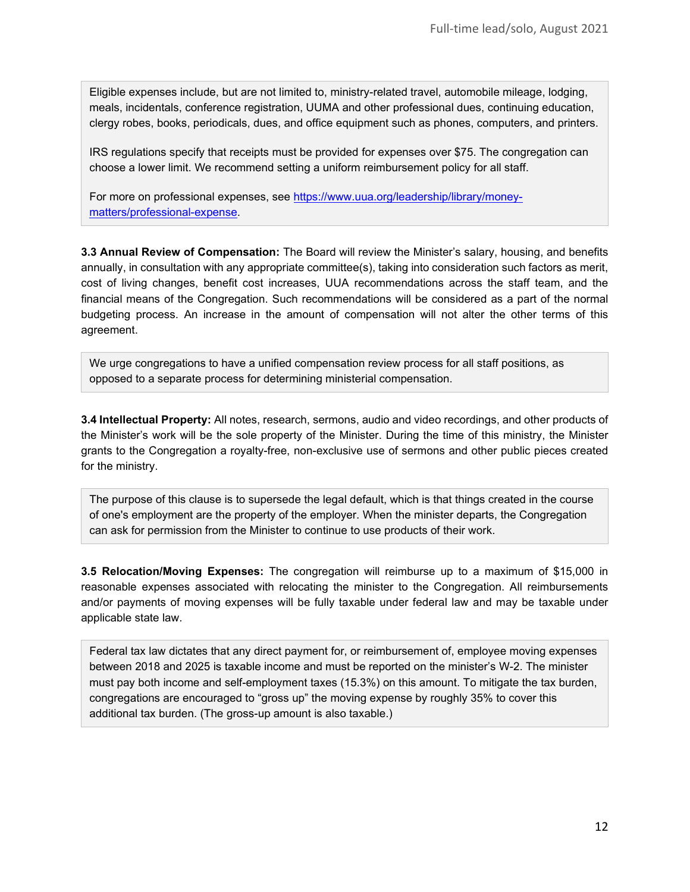> Eligible expenses include, but are not limited to, ministry-related travel, automobile mileage, lodging, meals, incidentals, conference registration, UUMA and other professional dues, continuing education, clergy robes, books, periodicals, dues, and office equipment such as phones, computers, and printers.
>
> IRS regulations specify that receipts must be provided for expenses over $75. The congregation can choose a lower limit. We recommend setting a uniform reimbursement policy for all staff.
>
> For more on professional expenses, see [https://www.uua.org/leadership/library/money-matters/professional-expense](https://www.uua.org/leadership/library/money-matters/professional-expense).

**3.3 Annual Review of Compensation:** The Board will review the Minister's salary, housing, and benefits annually, in consultation with any appropriate committee(s), taking into consideration such factors as merit, cost of living changes, benefit cost increases, UUA recommendations across the staff team, and the financial means of the Congregation. Such recommendations will be considered as a part of the normal budgeting process. An increase in the amount of compensation will not alter the other terms of this agreement.

> We urge congregations to have a unified compensation review process for all staff positions, as opposed to a separate process for determining ministerial compensation.

**3.4 Intellectual Property:** All notes, research, sermons, audio and video recordings, and other products of the Minister's work will be the sole property of the Minister. During the time of this ministry, the Minister grants to the Congregation a royalty-free, non-exclusive use of sermons and other public pieces created for the ministry.

> The purpose of this clause is to supersede the legal default, which is that things created in the course of one's employment are the property of the employer. When the minister departs, the Congregation can ask for permission from the Minister to continue to use products of their work.

**3.5 Relocation/Moving Expenses:** The congregation will reimburse up to a maximum of $15,000 in reasonable expenses associated with relocating the minister to the Congregation. All reimbursements and/or payments of moving expenses will be fully taxable under federal law and may be taxable under applicable state law.

> Federal tax law dictates that any direct payment for, or reimbursement of, employee moving expenses between 2018 and 2025 is taxable income and must be reported on the minister's W-2. The minister must pay both income and self-employment taxes (15.3%) on this amount. To mitigate the tax burden, congregations are encouraged to "gross up" the moving expense by roughly 35% to cover this additional tax burden. (The gross-up amount is also taxable.)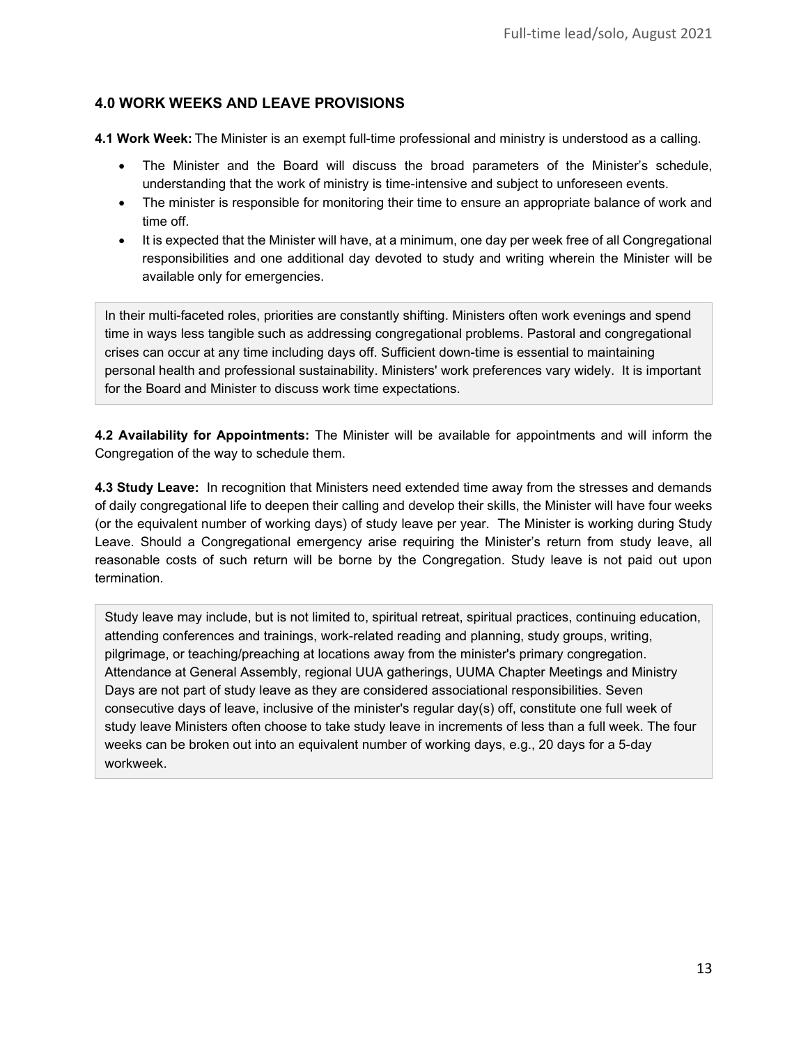## 4.0 WORK WEEKS AND LEAVE PROVISIONS

**4.1 Work Week:** The Minister is an exempt full-time professional and ministry is understood as a calling.

- The Minister and the Board will discuss the broad parameters of the Minister's schedule, understanding that the work of ministry is time-intensive and subject to unforeseen events.
- The minister is responsible for monitoring their time to ensure an appropriate balance of work and time off.
- It is expected that the Minister will have, at a minimum, one day per week free of all Congregational responsibilities and one additional day devoted to study and writing wherein the Minister will be available only for emergencies.

> In their multi-faceted roles, priorities are constantly shifting. Ministers often work evenings and spend time in ways less tangible such as addressing congregational problems. Pastoral and congregational crises can occur at any time including days off. Sufficient down-time is essential to maintaining personal health and professional sustainability. Ministers' work preferences vary widely. It is important for the Board and Minister to discuss work time expectations.

**4.2 Availability for Appointments:** The Minister will be available for appointments and will inform the Congregation of the way to schedule them.

**4.3 Study Leave:** In recognition that Ministers need extended time away from the stresses and demands of daily congregational life to deepen their calling and develop their skills, the Minister will have four weeks (or the equivalent number of working days) of study leave per year. The Minister is working during Study Leave. Should a Congregational emergency arise requiring the Minister's return from study leave, all reasonable costs of such return will be borne by the Congregation. Study leave is not paid out upon termination.

> Study leave may include, but is not limited to, spiritual retreat, spiritual practices, continuing education, attending conferences and trainings, work-related reading and planning, study groups, writing, pilgrimage, or teaching/preaching at locations away from the minister's primary congregation. Attendance at General Assembly, regional UUA gatherings, UUMA Chapter Meetings and Ministry Days are not part of study leave as they are considered associational responsibilities. Seven consecutive days of leave, inclusive of the minister's regular day(s) off, constitute one full week of study leave Ministers often choose to take study leave in increments of less than a full week. The four weeks can be broken out into an equivalent number of working days, e.g., 20 days for a 5-day workweek.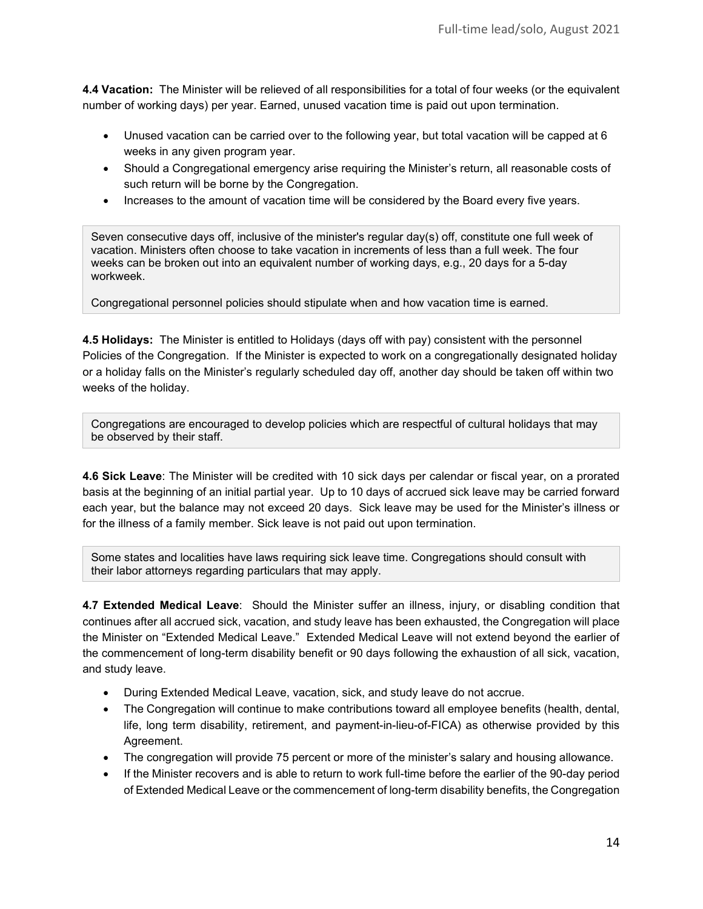**4.4 Vacation:** The Minister will be relieved of all responsibilities for a total of four weeks (or the equivalent number of working days) per year. Earned, unused vacation time is paid out upon termination.

- Unused vacation can be carried over to the following year, but total vacation will be capped at 6 weeks in any given program year.
- Should a Congregational emergency arise requiring the Minister's return, all reasonable costs of such return will be borne by the Congregation.
- Increases to the amount of vacation time will be considered by the Board every five years.

> Seven consecutive days off, inclusive of the minister's regular day(s) off, constitute one full week of vacation. Ministers often choose to take vacation in increments of less than a full week. The four weeks can be broken out into an equivalent number of working days, e.g., 20 days for a 5-day workweek.
>
> Congregational personnel policies should stipulate when and how vacation time is earned.

**4.5 Holidays:** The Minister is entitled to Holidays (days off with pay) consistent with the personnel Policies of the Congregation. If the Minister is expected to work on a congregationally designated holiday or a holiday falls on the Minister's regularly scheduled day off, another day should be taken off within two weeks of the holiday.

> Congregations are encouraged to develop policies which are respectful of cultural holidays that may be observed by their staff.

**4.6 Sick Leave**: The Minister will be credited with 10 sick days per calendar or fiscal year, on a prorated basis at the beginning of an initial partial year. Up to 10 days of accrued sick leave may be carried forward each year, but the balance may not exceed 20 days. Sick leave may be used for the Minister's illness or for the illness of a family member. Sick leave is not paid out upon termination.

> Some states and localities have laws requiring sick leave time. Congregations should consult with their labor attorneys regarding particulars that may apply.

**4.7 Extended Medical Leave**: Should the Minister suffer an illness, injury, or disabling condition that continues after all accrued sick, vacation, and study leave has been exhausted, the Congregation will place the Minister on "Extended Medical Leave." Extended Medical Leave will not extend beyond the earlier of the commencement of long-term disability benefit or 90 days following the exhaustion of all sick, vacation, and study leave.

- During Extended Medical Leave, vacation, sick, and study leave do not accrue.
- The Congregation will continue to make contributions toward all employee benefits (health, dental, life, long term disability, retirement, and payment-in-lieu-of-FICA) as otherwise provided by this Agreement.
- The congregation will provide 75 percent or more of the minister's salary and housing allowance.
- If the Minister recovers and is able to return to work full-time before the earlier of the 90-day period of Extended Medical Leave or the commencement of long-term disability benefits, the Congregation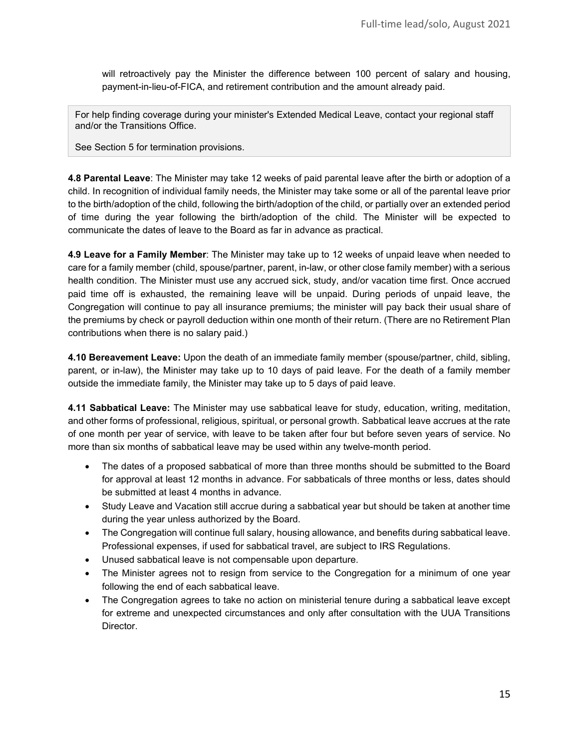will retroactively pay the Minister the difference between 100 percent of salary and housing, payment-in-lieu-of-FICA, and retirement contribution and the amount already paid.

> For help finding coverage during your minister's Extended Medical Leave, contact your regional staff and/or the Transitions Office.
>
> See Section 5 for termination provisions.

**4.8 Parental Leave**: The Minister may take 12 weeks of paid parental leave after the birth or adoption of a child. In recognition of individual family needs, the Minister may take some or all of the parental leave prior to the birth/adoption of the child, following the birth/adoption of the child, or partially over an extended period of time during the year following the birth/adoption of the child. The Minister will be expected to communicate the dates of leave to the Board as far in advance as practical.

**4.9 Leave for a Family Member**: The Minister may take up to 12 weeks of unpaid leave when needed to care for a family member (child, spouse/partner, parent, in-law, or other close family member) with a serious health condition. The Minister must use any accrued sick, study, and/or vacation time first. Once accrued paid time off is exhausted, the remaining leave will be unpaid. During periods of unpaid leave, the Congregation will continue to pay all insurance premiums; the minister will pay back their usual share of the premiums by check or payroll deduction within one month of their return. (There are no Retirement Plan contributions when there is no salary paid.)

**4.10 Bereavement Leave:** Upon the death of an immediate family member (spouse/partner, child, sibling, parent, or in-law), the Minister may take up to 10 days of paid leave. For the death of a family member outside the immediate family, the Minister may take up to 5 days of paid leave.

**4.11 Sabbatical Leave:** The Minister may use sabbatical leave for study, education, writing, meditation, and other forms of professional, religious, spiritual, or personal growth. Sabbatical leave accrues at the rate of one month per year of service, with leave to be taken after four but before seven years of service. No more than six months of sabbatical leave may be used within any twelve-month period.

- The dates of a proposed sabbatical of more than three months should be submitted to the Board for approval at least 12 months in advance. For sabbaticals of three months or less, dates should be submitted at least 4 months in advance.
- Study Leave and Vacation still accrue during a sabbatical year but should be taken at another time during the year unless authorized by the Board.
- The Congregation will continue full salary, housing allowance, and benefits during sabbatical leave. Professional expenses, if used for sabbatical travel, are subject to IRS Regulations.
- Unused sabbatical leave is not compensable upon departure.
- The Minister agrees not to resign from service to the Congregation for a minimum of one year following the end of each sabbatical leave.
- The Congregation agrees to take no action on ministerial tenure during a sabbatical leave except for extreme and unexpected circumstances and only after consultation with the UUA Transitions Director.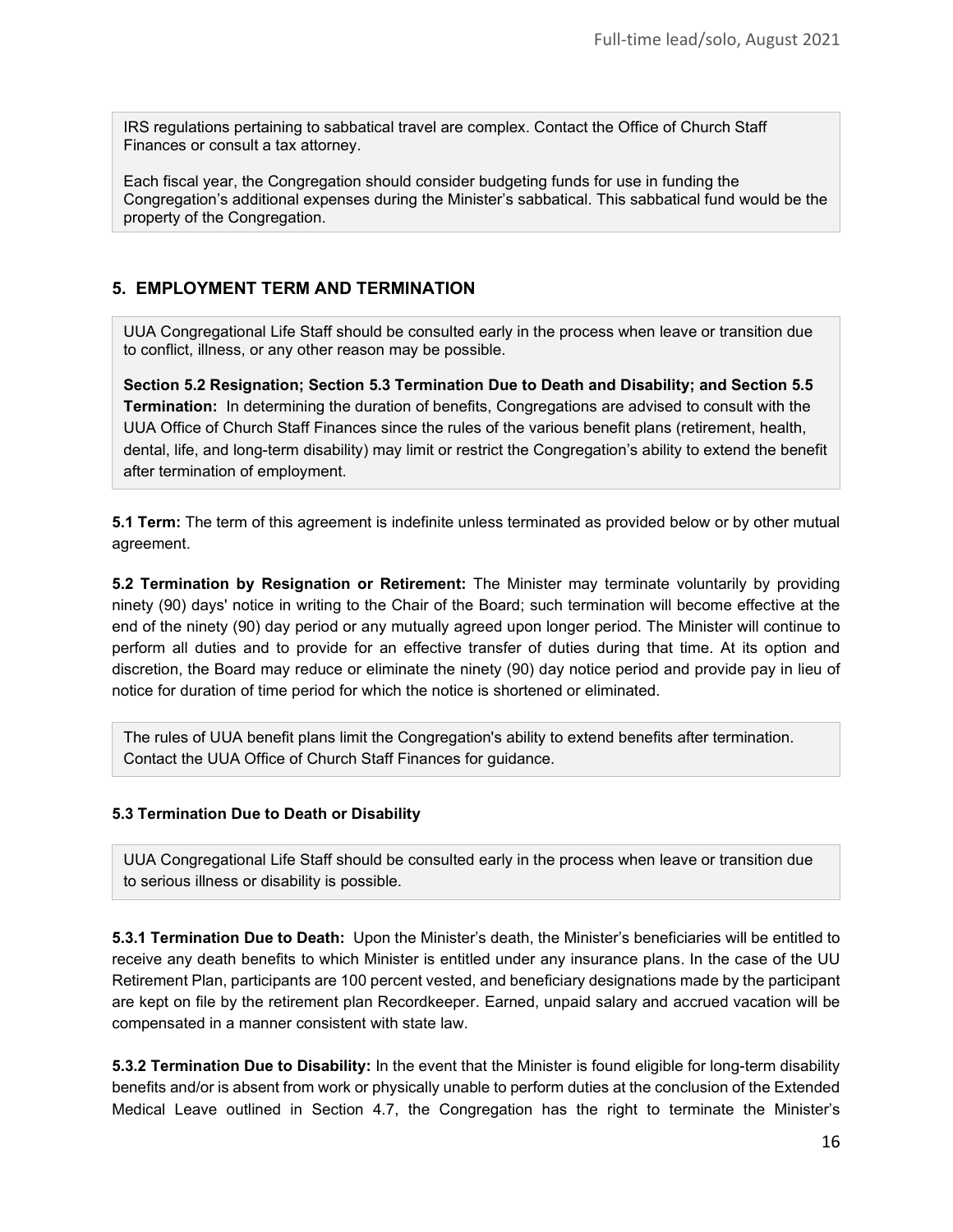IRS regulations pertaining to sabbatical travel are complex. Contact the Office of Church Staff Finances or consult a tax attorney.

Each fiscal year, the Congregation should consider budgeting funds for use in funding the Congregation's additional expenses during the Minister's sabbatical. This sabbatical fund would be the property of the Congregation.

## 5. EMPLOYMENT TERM AND TERMINATION

UUA Congregational Life Staff should be consulted early in the process when leave or transition due to conflict, illness, or any other reason may be possible.

**Section 5.2 Resignation; Section 5.3 Termination Due to Death and Disability; and Section 5.5 Termination:** In determining the duration of benefits, Congregations are advised to consult with the UUA Office of Church Staff Finances since the rules of the various benefit plans (retirement, health, dental, life, and long-term disability) may limit or restrict the Congregation's ability to extend the benefit after termination of employment.

**5.1 Term:** The term of this agreement is indefinite unless terminated as provided below or by other mutual agreement.

**5.2 Termination by Resignation or Retirement:** The Minister may terminate voluntarily by providing ninety (90) days' notice in writing to the Chair of the Board; such termination will become effective at the end of the ninety (90) day period or any mutually agreed upon longer period. The Minister will continue to perform all duties and to provide for an effective transfer of duties during that time. At its option and discretion, the Board may reduce or eliminate the ninety (90) day notice period and provide pay in lieu of notice for duration of time period for which the notice is shortened or eliminated.

The rules of UUA benefit plans limit the Congregation's ability to extend benefits after termination. Contact the UUA Office of Church Staff Finances for guidance.

#### 5.3 Termination Due to Death or Disability

UUA Congregational Life Staff should be consulted early in the process when leave or transition due to serious illness or disability is possible.

**5.3.1 Termination Due to Death:** Upon the Minister's death, the Minister's beneficiaries will be entitled to receive any death benefits to which Minister is entitled under any insurance plans. In the case of the UU Retirement Plan, participants are 100 percent vested, and beneficiary designations made by the participant are kept on file by the retirement plan Recordkeeper. Earned, unpaid salary and accrued vacation will be compensated in a manner consistent with state law.

**5.3.2 Termination Due to Disability:** In the event that the Minister is found eligible for long-term disability benefits and/or is absent from work or physically unable to perform duties at the conclusion of the Extended Medical Leave outlined in Section 4.7, the Congregation has the right to terminate the Minister's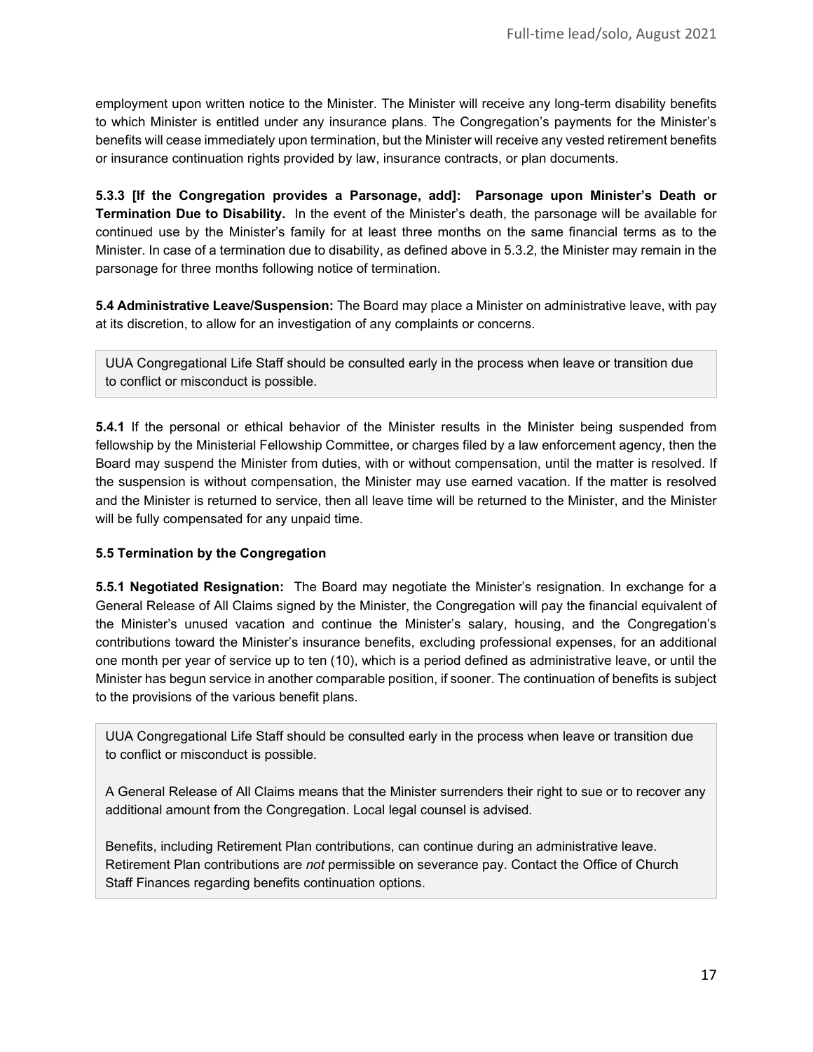employment upon written notice to the Minister. The Minister will receive any long-term disability benefits to which Minister is entitled under any insurance plans. The Congregation's payments for the Minister's benefits will cease immediately upon termination, but the Minister will receive any vested retirement benefits or insurance continuation rights provided by law, insurance contracts, or plan documents.

**5.3.3 [If the Congregation provides a Parsonage, add]: Parsonage upon Minister's Death or Termination Due to Disability.** In the event of the Minister's death, the parsonage will be available for continued use by the Minister's family for at least three months on the same financial terms as to the Minister. In case of a termination due to disability, as defined above in 5.3.2, the Minister may remain in the parsonage for three months following notice of termination.

**5.4 Administrative Leave/Suspension:** The Board may place a Minister on administrative leave, with pay at its discretion, to allow for an investigation of any complaints or concerns.

> UUA Congregational Life Staff should be consulted early in the process when leave or transition due to conflict or misconduct is possible.

**5.4.1** If the personal or ethical behavior of the Minister results in the Minister being suspended from fellowship by the Ministerial Fellowship Committee, or charges filed by a law enforcement agency, then the Board may suspend the Minister from duties, with or without compensation, until the matter is resolved. If the suspension is without compensation, the Minister may use earned vacation. If the matter is resolved and the Minister is returned to service, then all leave time will be returned to the Minister, and the Minister will be fully compensated for any unpaid time.

**5.5 Termination by the Congregation**

**5.5.1 Negotiated Resignation:** The Board may negotiate the Minister's resignation. In exchange for a General Release of All Claims signed by the Minister, the Congregation will pay the financial equivalent of the Minister's unused vacation and continue the Minister's salary, housing, and the Congregation's contributions toward the Minister's insurance benefits, excluding professional expenses, for an additional one month per year of service up to ten (10), which is a period defined as administrative leave, or until the Minister has begun service in another comparable position, if sooner. The continuation of benefits is subject to the provisions of the various benefit plans.

> UUA Congregational Life Staff should be consulted early in the process when leave or transition due to conflict or misconduct is possible.
>
> A General Release of All Claims means that the Minister surrenders their right to sue or to recover any additional amount from the Congregation. Local legal counsel is advised.
>
> Benefits, including Retirement Plan contributions, can continue during an administrative leave. Retirement Plan contributions are *not* permissible on severance pay. Contact the Office of Church Staff Finances regarding benefits continuation options.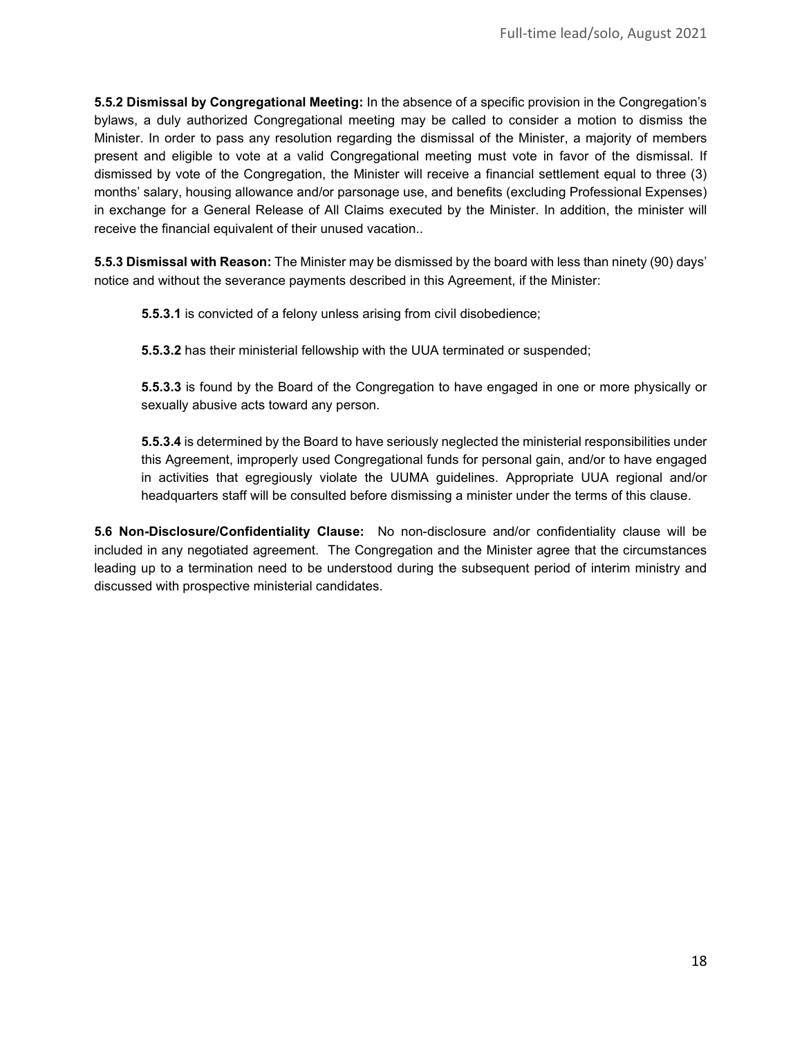**5.5.2 Dismissal by Congregational Meeting:** In the absence of a specific provision in the Congregation's bylaws, a duly authorized Congregational meeting may be called to consider a motion to dismiss the Minister. In order to pass any resolution regarding the dismissal of the Minister, a majority of members present and eligible to vote at a valid Congregational meeting must vote in favor of the dismissal. If dismissed by vote of the Congregation, the Minister will receive a financial settlement equal to three (3) months' salary, housing allowance and/or parsonage use, and benefits (excluding Professional Expenses) in exchange for a General Release of All Claims executed by the Minister. In addition, the minister will receive the financial equivalent of their unused vacation..

**5.5.3 Dismissal with Reason:** The Minister may be dismissed by the board with less than ninety (90) days' notice and without the severance payments described in this Agreement, if the Minister:

> **5.5.3.1** is convicted of a felony unless arising from civil disobedience;
>
> **5.5.3.2** has their ministerial fellowship with the UUA terminated or suspended;
>
> **5.5.3.3** is found by the Board of the Congregation to have engaged in one or more physically or sexually abusive acts toward any person.
>
> **5.5.3.4** is determined by the Board to have seriously neglected the ministerial responsibilities under this Agreement, improperly used Congregational funds for personal gain, and/or to have engaged in activities that egregiously violate the UUMA guidelines. Appropriate UUA regional and/or headquarters staff will be consulted before dismissing a minister under the terms of this clause.

**5.6 Non-Disclosure/Confidentiality Clause:** No non-disclosure and/or confidentiality clause will be included in any negotiated agreement. The Congregation and the Minister agree that the circumstances leading up to a termination need to be understood during the subsequent period of interim ministry and discussed with prospective ministerial candidates.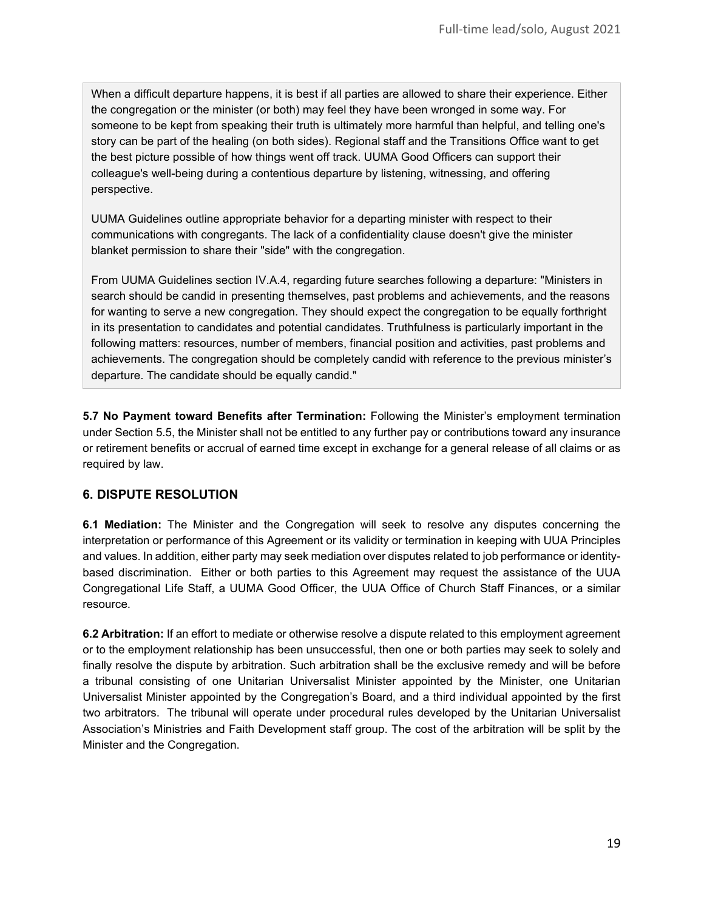When a difficult departure happens, it is best if all parties are allowed to share their experience. Either the congregation or the minister (or both) may feel they have been wronged in some way. For someone to be kept from speaking their truth is ultimately more harmful than helpful, and telling one's story can be part of the healing (on both sides). Regional staff and the Transitions Office want to get the best picture possible of how things went off track. UUMA Good Officers can support their colleague's well-being during a contentious departure by listening, witnessing, and offering perspective.

UUMA Guidelines outline appropriate behavior for a departing minister with respect to their communications with congregants. The lack of a confidentiality clause doesn't give the minister blanket permission to share their "side" with the congregation.

From UUMA Guidelines section IV.A.4, regarding future searches following a departure: "Ministers in search should be candid in presenting themselves, past problems and achievements, and the reasons for wanting to serve a new congregation. They should expect the congregation to be equally forthright in its presentation to candidates and potential candidates. Truthfulness is particularly important in the following matters: resources, number of members, financial position and activities, past problems and achievements. The congregation should be completely candid with reference to the previous minister's departure. The candidate should be equally candid."

**5.7 No Payment toward Benefits after Termination:** Following the Minister's employment termination under Section 5.5, the Minister shall not be entitled to any further pay or contributions toward any insurance or retirement benefits or accrual of earned time except in exchange for a general release of all claims or as required by law.

## 6. DISPUTE RESOLUTION

**6.1 Mediation:** The Minister and the Congregation will seek to resolve any disputes concerning the interpretation or performance of this Agreement or its validity or termination in keeping with UUA Principles and values. In addition, either party may seek mediation over disputes related to job performance or identity-based discrimination. Either or both parties to this Agreement may request the assistance of the UUA Congregational Life Staff, a UUMA Good Officer, the UUA Office of Church Staff Finances, or a similar resource.

**6.2 Arbitration:** If an effort to mediate or otherwise resolve a dispute related to this employment agreement or to the employment relationship has been unsuccessful, then one or both parties may seek to solely and finally resolve the dispute by arbitration. Such arbitration shall be the exclusive remedy and will be before a tribunal consisting of one Unitarian Universalist Minister appointed by the Minister, one Unitarian Universalist Minister appointed by the Congregation's Board, and a third individual appointed by the first two arbitrators. The tribunal will operate under procedural rules developed by the Unitarian Universalist Association's Ministries and Faith Development staff group. The cost of the arbitration will be split by the Minister and the Congregation.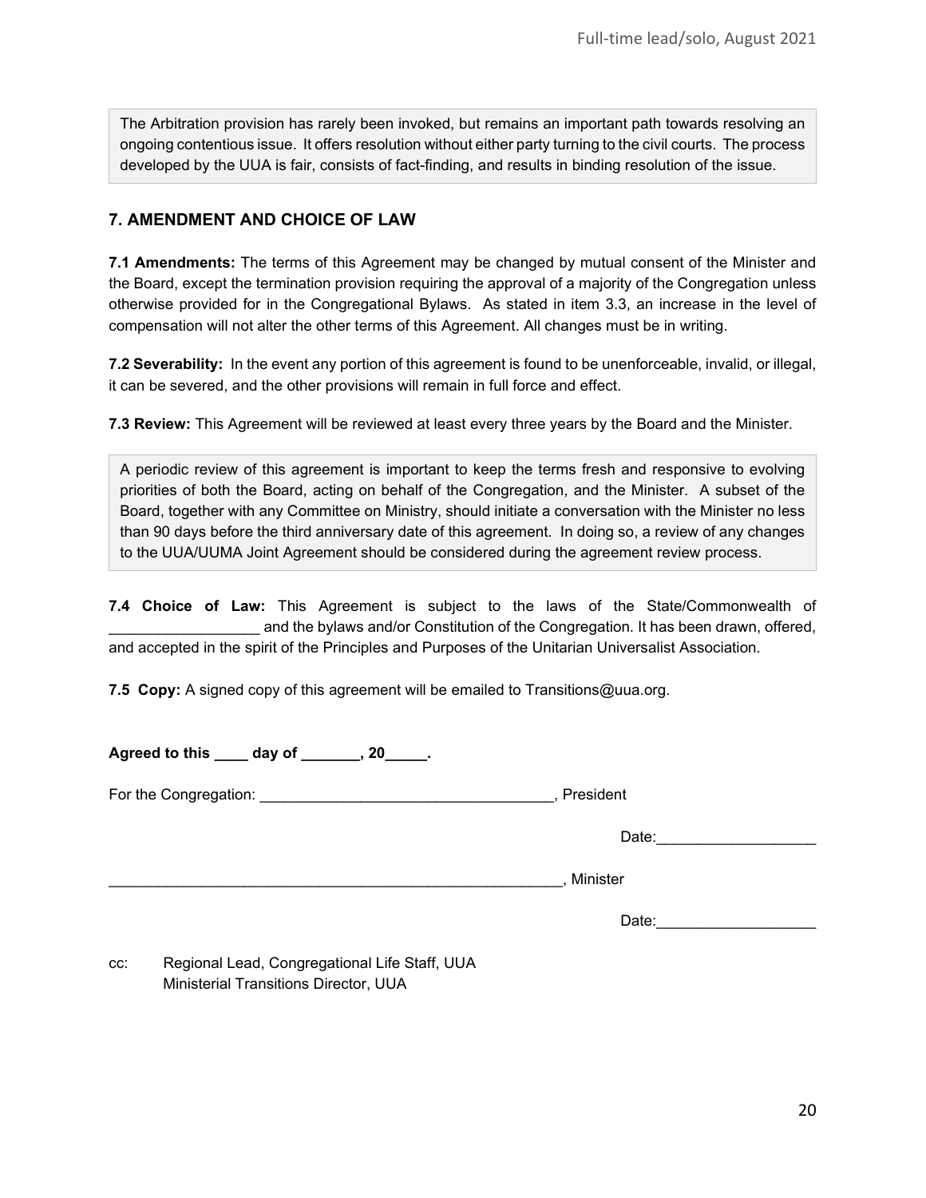The Arbitration provision has rarely been invoked, but remains an important path towards resolving an ongoing contentious issue. It offers resolution without either party turning to the civil courts. The process developed by the UUA is fair, consists of fact-finding, and results in binding resolution of the issue.

## 7. AMENDMENT AND CHOICE OF LAW

**7.1 Amendments:** The terms of this Agreement may be changed by mutual consent of the Minister and the Board, except the termination provision requiring the approval of a majority of the Congregation unless otherwise provided for in the Congregational Bylaws. As stated in item 3.3, an increase in the level of compensation will not alter the other terms of this Agreement. All changes must be in writing.

**7.2 Severability:** In the event any portion of this agreement is found to be unenforceable, invalid, or illegal, it can be severed, and the other provisions will remain in full force and effect.

**7.3 Review:** This Agreement will be reviewed at least every three years by the Board and the Minister.

A periodic review of this agreement is important to keep the terms fresh and responsive to evolving priorities of both the Board, acting on behalf of the Congregation, and the Minister. A subset of the Board, together with any Committee on Ministry, should initiate a conversation with the Minister no less than 90 days before the third anniversary date of this agreement. In doing so, a review of any changes to the UUA/UUMA Joint Agreement should be considered during the agreement review process.

**7.4 Choice of Law:** This Agreement is subject to the laws of the State/Commonwealth of __________________ and the bylaws and/or Constitution of the Congregation. It has been drawn, offered, and accepted in the spirit of the Principles and Purposes of the Unitarian Universalist Association.

**7.5 Copy:** A signed copy of this agreement will be emailed to Transitions@uua.org.

**Agreed to this ____ day of _______, 20_____.**

For the Congregation: ___________________________________, President

Date:___________________

_______________________________________________________, Minister

Date:___________________

cc: Regional Lead, Congregational Life Staff, UUA
Ministerial Transitions Director, UUA